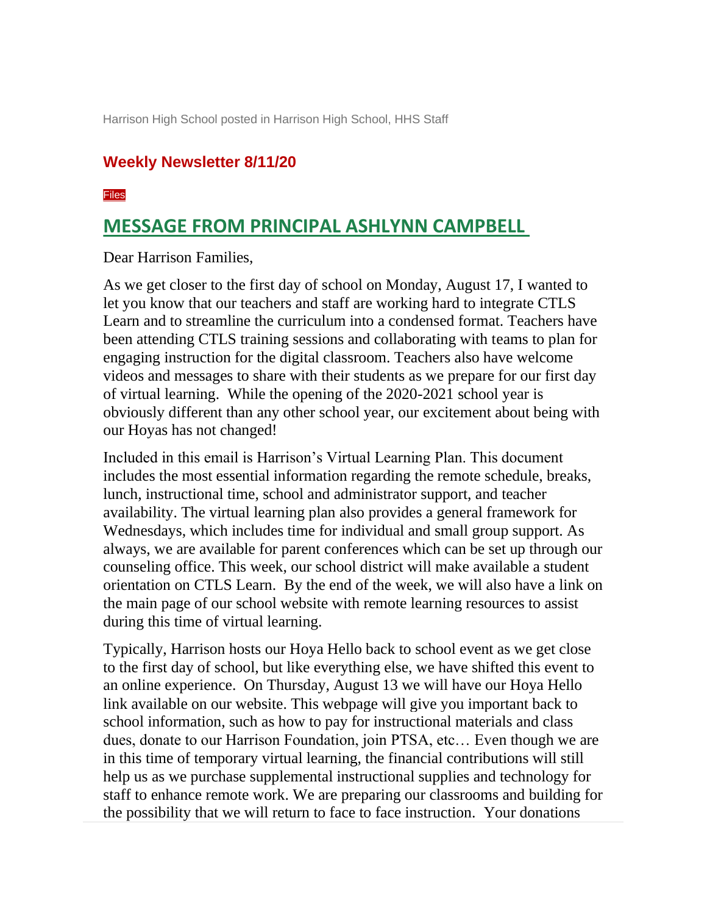Harrison High School posted in Harrison High School, HHS Staff

## Weekly Newsletter 8/11/20

Files

# MESSAGE FROM PRINCIPAL ASHLYNN CAMPBELL

Dear Harrison Families,

As we get closer to the first day of school on Monday, August 17, I wanted to let you know that our teachers and staff are working hard to integrate CTLS Learn and to streamline the curriculum into a condensed format. Teachers have been attending CTLS training sessions and collaborating with teams to plan for engaging instruction for the digital classroom. Teachers also have welcome videos and messages to share with their students as we prepare for our first day of virtual learning. While the opening of the 2020-2021 school year is obviously different than any other school year, our excitement about being with our Hoyas has not changed!

Included in this email is Harrison's Virtual Learning Plan. This document includes the most essential information regarding the remote schedule, breaks, lunch, instructional time, school and administrator support, and teacher availability. The virtual learning plan also provides a general framework for Wednesdays, which includes time for individual and small group support. As always, we are available for parent conferences which can be set up through our counseling office. This week, our school district will make available a student orientation on CTLS Learn. By the end of the week, we will also have a link on the main page of our school website with remote learning resources to assist during this time of virtual learning.

Typically, Harrison hosts our Hoya Hello back to school event as we get close to the first day of school, but like everything else, we have shifted this event to an online experience. On Thursday, August 13 we will have our Hoya Hello link available on our website. This webpage will give you important back to school information, such as how to pay for instructional materials and class dues, donate to our Harrison Foundation, join PTSA, etc… Even though we are in this time of temporary virtual learning, the financial contributions will still help us as we purchase supplemental instructional supplies and technology for staff to enhance remote work. We are preparing our classrooms and building for the possibility that we will return to face to face instruction. Your donations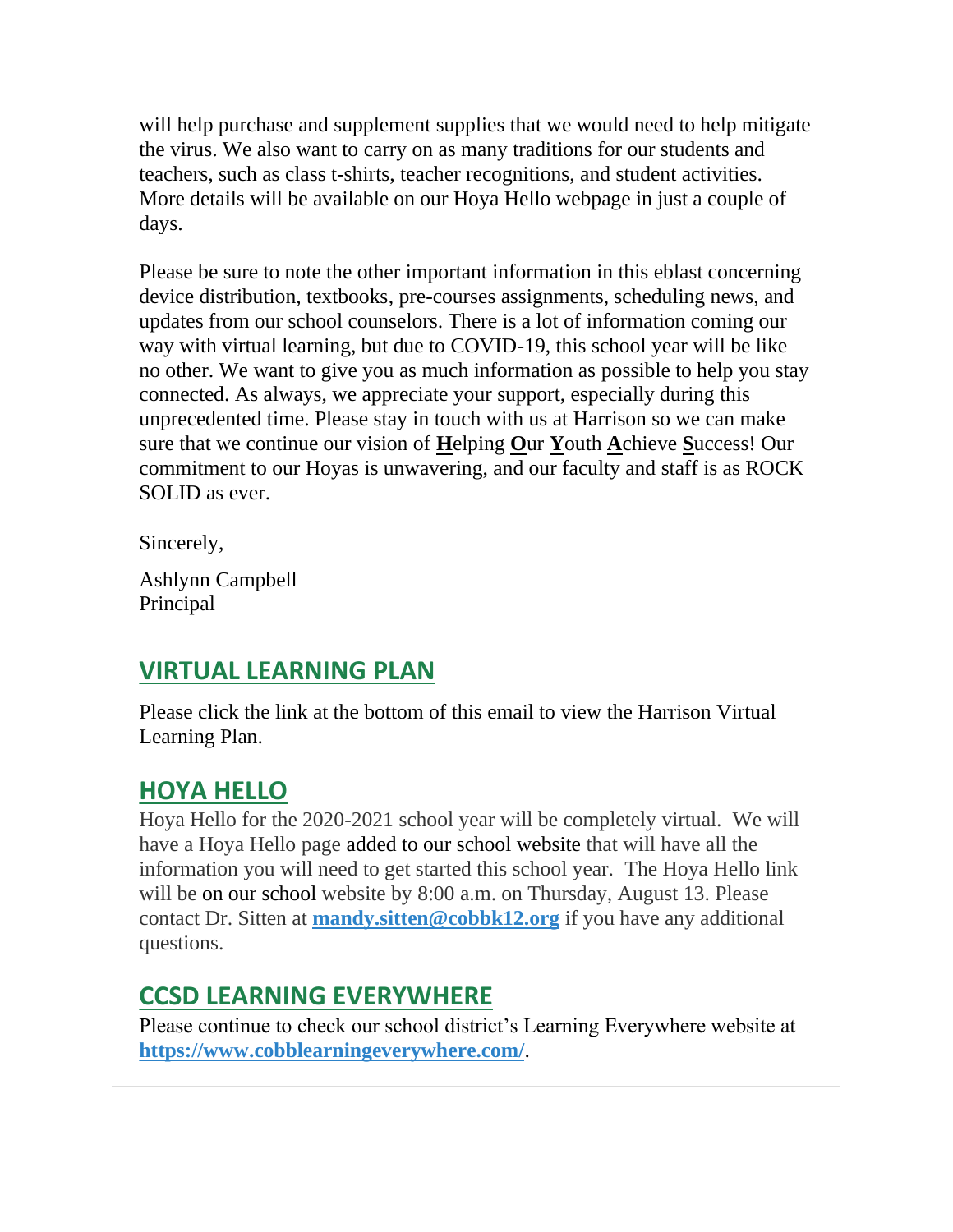will help purchase and supplement supplies that we would need to help mitigate the virus. We also want to carry on as many traditions for our students and teachers, such as class t-shirts, teacher recognitions, and student activities. More details will be available on our Hoya Hello webpage in just a couple of days.

Please be sure to note the other important information in this eblast concerning device distribution, textbooks, pre-courses assignments, scheduling news, and updates from our school counselors. There is a lot of information coming our way with virtual learning, but due to COVID-19, this school year will be like no other. We want to give you as much information as possible to help you stay connected. As always, we appreciate your support, especially during this unprecedented time. Please stay in touch with us at Harrison so we can make sure that we continue our vision of **H**elping **O**ur **Y**outh **A**chieve **S**uccess! Our commitment to our Hoyas is unwavering, and our faculty and staff is as ROCK SOLID as ever.

Sincerely,

Ashlynn Campbell
Principal

## VIRTUAL LEARNING PLAN

Please click the link at the bottom of this email to view the Harrison Virtual Learning Plan.

## HOYA HELLO

Hoya Hello for the 2020-2021 school year will be completely virtual. We will have a Hoya Hello page added to our school website that will have all the information you will need to get started this school year. The Hoya Hello link will be on our school website by 8:00 a.m. on Thursday, August 13. Please contact Dr. Sitten at **mandy.sitten@cobbk12.org** if you have any additional questions.

## CCSD LEARNING EVERYWHERE

Please continue to check our school district's Learning Everywhere website at **https://www.cobblearningeverywhere.com/**.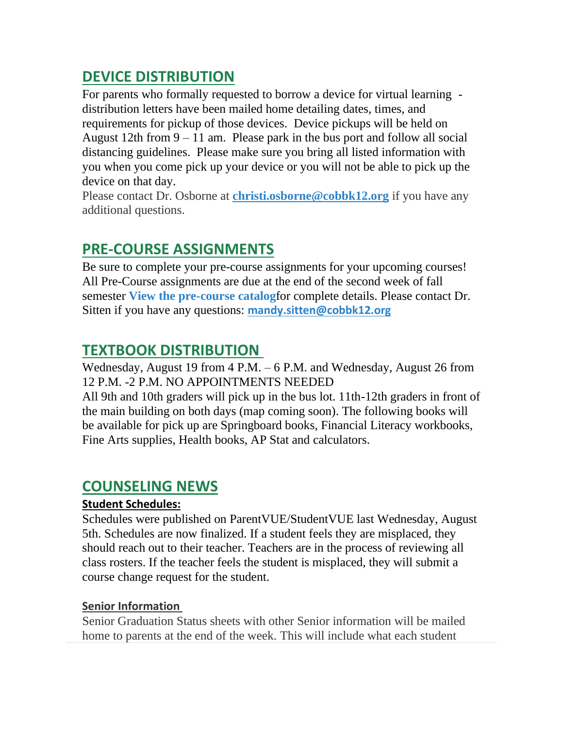## DEVICE DISTRIBUTION

For parents who formally requested to borrow a device for virtual learning - distribution letters have been mailed home detailing dates, times, and requirements for pickup of those devices. Device pickups will be held on August 12th from 9 – 11 am. Please park in the bus port and follow all social distancing guidelines. Please make sure you bring all listed information with you when you come pick up your device or you will not be able to pick up the device on that day.

Please contact Dr. Osborne at **christi.osborne@cobbk12.org** if you have any additional questions.

## PRE-COURSE ASSIGNMENTS

Be sure to complete your pre-course assignments for your upcoming courses! All Pre-Course assignments are due at the end of the second week of fall semester **View the pre-course catalog**for complete details. Please contact Dr. Sitten if you have any questions: **mandy.sitten@cobbk12.org**

## TEXTBOOK DISTRIBUTION

Wednesday, August 19 from 4 P.M. – 6 P.M. and Wednesday, August 26 from 12 P.M. -2 P.M. NO APPOINTMENTS NEEDED

All 9th and 10th graders will pick up in the bus lot. 11th-12th graders in front of the main building on both days (map coming soon). The following books will be available for pick up are Springboard books, Financial Literacy workbooks, Fine Arts supplies, Health books, AP Stat and calculators.

## COUNSELING NEWS

### Student Schedules:

Schedules were published on ParentVUE/StudentVUE last Wednesday, August 5th. Schedules are now finalized. If a student feels they are misplaced, they should reach out to their teacher. Teachers are in the process of reviewing all class rosters. If the teacher feels the student is misplaced, they will submit a course change request for the student.

### Senior Information

Senior Graduation Status sheets with other Senior information will be mailed home to parents at the end of the week. This will include what each student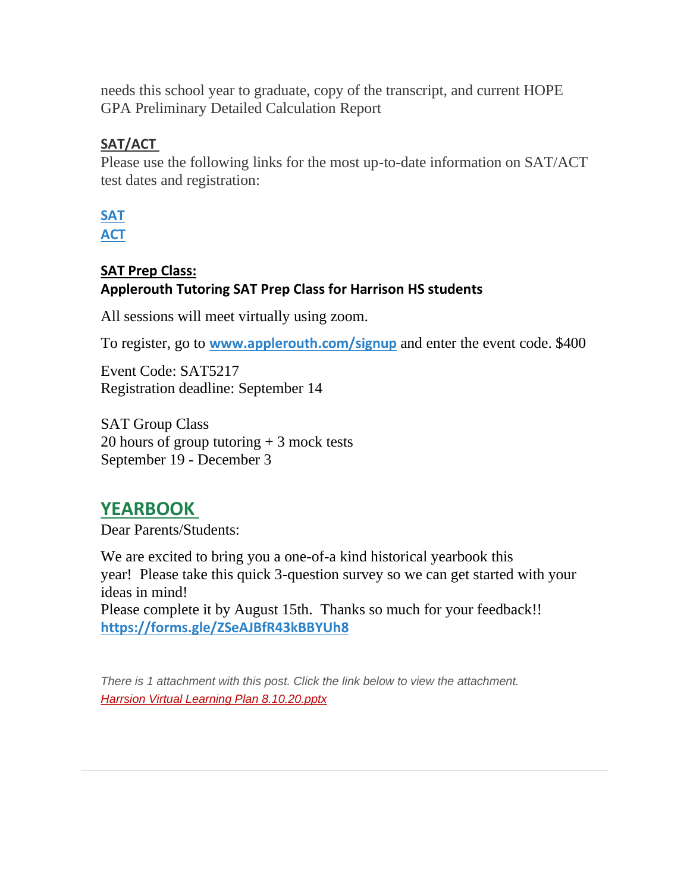needs this school year to graduate, copy of the transcript, and current HOPE GPA Preliminary Detailed Calculation Report

**SAT/ACT**

Please use the following links for the most up-to-date information on SAT/ACT test dates and registration:

**SAT**
**ACT**

**SAT Prep Class:**
**Applerouth Tutoring SAT Prep Class for Harrison HS students**

All sessions will meet virtually using zoom.

To register, go to **www.applerouth.com/signup** and enter the event code. $400

Event Code: SAT5217
Registration deadline: September 14

SAT Group Class
20 hours of group tutoring + 3 mock tests
September 19 - December 3

## YEARBOOK

Dear Parents/Students:

We are excited to bring you a one-of-a kind historical yearbook this year! Please take this quick 3-question survey so we can get started with your ideas in mind!
Please complete it by August 15th. Thanks so much for your feedback!!
**https://forms.gle/ZSeAJBfR43kBBYUh8**

*There is 1 attachment with this post. Click the link below to view the attachment.*
*Harrsion Virtual Learning Plan 8.10.20.pptx*